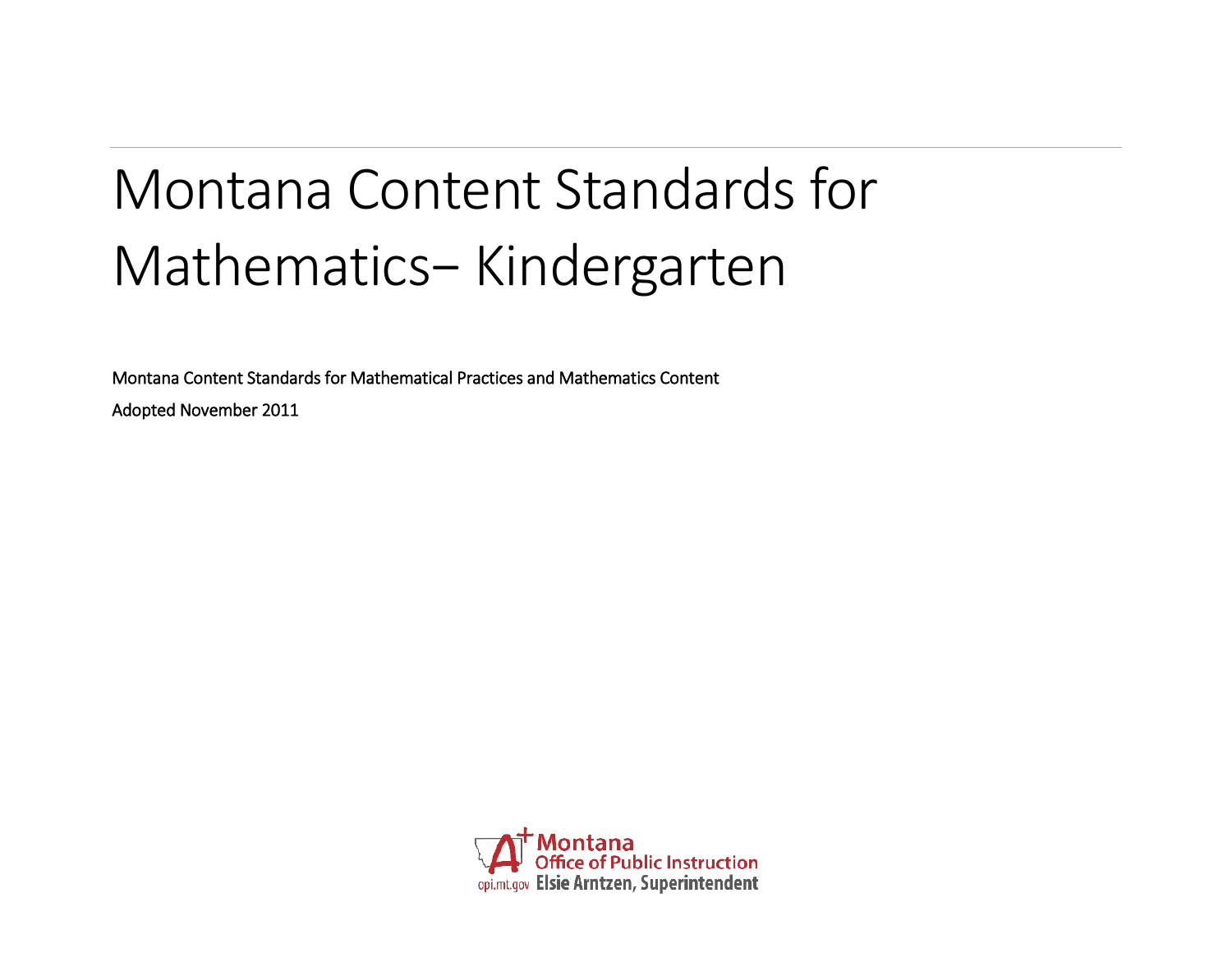# Montana Content Standards for Mathematics– Kindergarten

Montana Content Standards for Mathematical Practices and Mathematics Content

Adopted November 2011

Montana Office of Public Instruction

opi.mt.gov Elsie Arntzen, Superintendent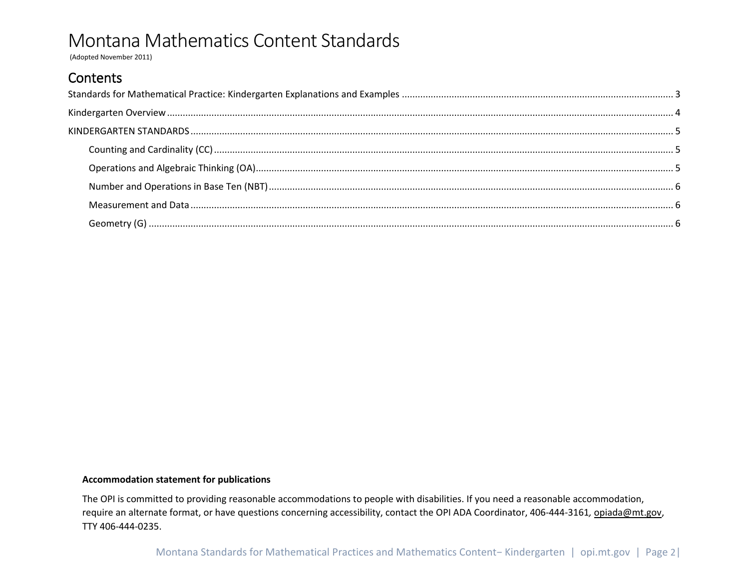# Montana Mathematics Content Standards

(Adopted November 2011)

## Contents

Standards for Mathematical Practice: Kindergarten Explanations and Examples ........ 3

Kindergarten Overview ........ 4

KINDERGARTEN STANDARDS ........ 5

- Counting and Cardinality (CC) ........ 5
- Operations and Algebraic Thinking (OA) ........ 5
- Number and Operations in Base Ten (NBT) ........ 6
- Measurement and Data ........ 6
- Geometry (G) ........ 6

**Accommodation statement for publications**

The OPI is committed to providing reasonable accommodations to people with disabilities. If you need a reasonable accommodation, require an alternate format, or have questions concerning accessibility, contact the OPI ADA Coordinator, 406-444-3161*,* opiada@mt.gov, TTY 406-444-0235.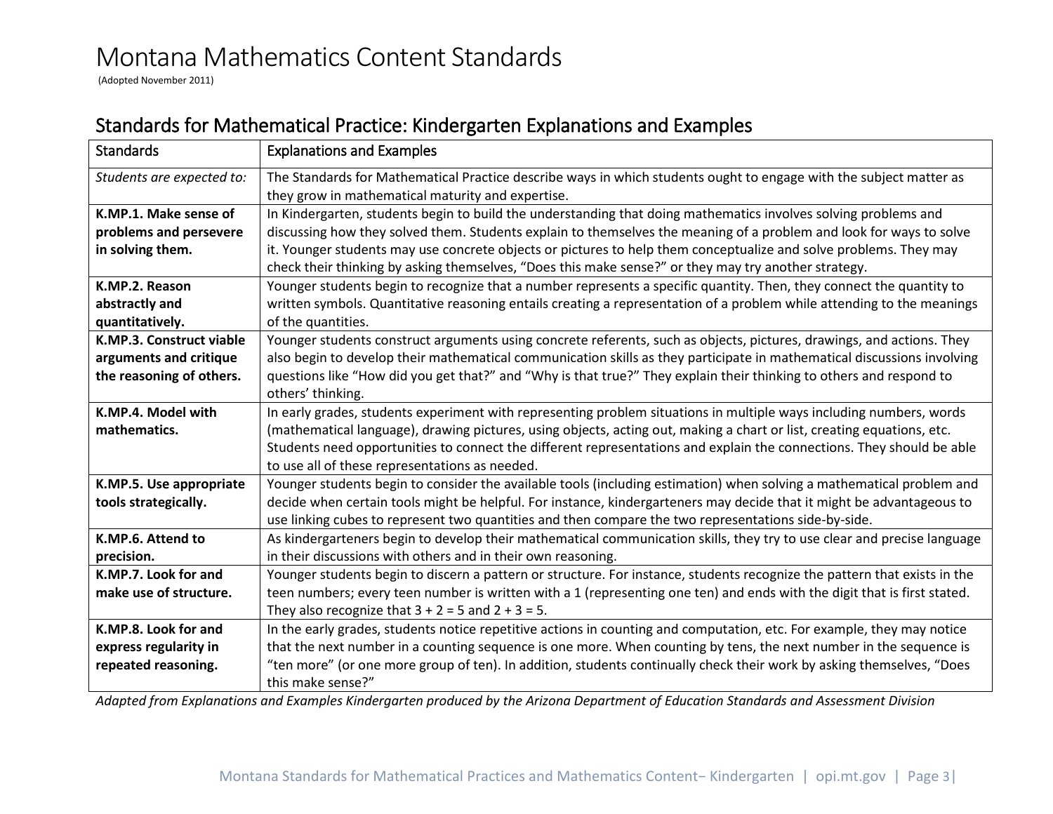# Montana Mathematics Content Standards

(Adopted November 2011)

## Standards for Mathematical Practice: Kindergarten Explanations and Examples

| Standards | Explanations and Examples |
| --- | --- |
| *Students are expected to:* | The Standards for Mathematical Practice describe ways in which students ought to engage with the subject matter as they grow in mathematical maturity and expertise. |
| **K.MP.1. Make sense of problems and persevere in solving them.** | In Kindergarten, students begin to build the understanding that doing mathematics involves solving problems and discussing how they solved them. Students explain to themselves the meaning of a problem and look for ways to solve it. Younger students may use concrete objects or pictures to help them conceptualize and solve problems. They may check their thinking by asking themselves, "Does this make sense?" or they may try another strategy. |
| **K.MP.2. Reason abstractly and quantitatively.** | Younger students begin to recognize that a number represents a specific quantity. Then, they connect the quantity to written symbols. Quantitative reasoning entails creating a representation of a problem while attending to the meanings of the quantities. |
| **K.MP.3. Construct viable arguments and critique the reasoning of others.** | Younger students construct arguments using concrete referents, such as objects, pictures, drawings, and actions. They also begin to develop their mathematical communication skills as they participate in mathematical discussions involving questions like "How did you get that?" and "Why is that true?" They explain their thinking to others and respond to others' thinking. |
| **K.MP.4. Model with mathematics.** | In early grades, students experiment with representing problem situations in multiple ways including numbers, words (mathematical language), drawing pictures, using objects, acting out, making a chart or list, creating equations, etc. Students need opportunities to connect the different representations and explain the connections. They should be able to use all of these representations as needed. |
| **K.MP.5. Use appropriate tools strategically.** | Younger students begin to consider the available tools (including estimation) when solving a mathematical problem and decide when certain tools might be helpful. For instance, kindergarteners may decide that it might be advantageous to use linking cubes to represent two quantities and then compare the two representations side-by-side. |
| **K.MP.6. Attend to precision.** | As kindergarteners begin to develop their mathematical communication skills, they try to use clear and precise language in their discussions with others and in their own reasoning. |
| **K.MP.7. Look for and make use of structure.** | Younger students begin to discern a pattern or structure. For instance, students recognize the pattern that exists in the teen numbers; every teen number is written with a 1 (representing one ten) and ends with the digit that is first stated. They also recognize that $3 + 2 = 5$ and $2 + 3 = 5$. |
| **K.MP.8. Look for and express regularity in repeated reasoning.** | In the early grades, students notice repetitive actions in counting and computation, etc. For example, they may notice that the next number in a counting sequence is one more. When counting by tens, the next number in the sequence is "ten more" (or one more group of ten). In addition, students continually check their work by asking themselves, "Does this make sense?" |

*Adapted from Explanations and Examples Kindergarten produced by the Arizona Department of Education Standards and Assessment Division*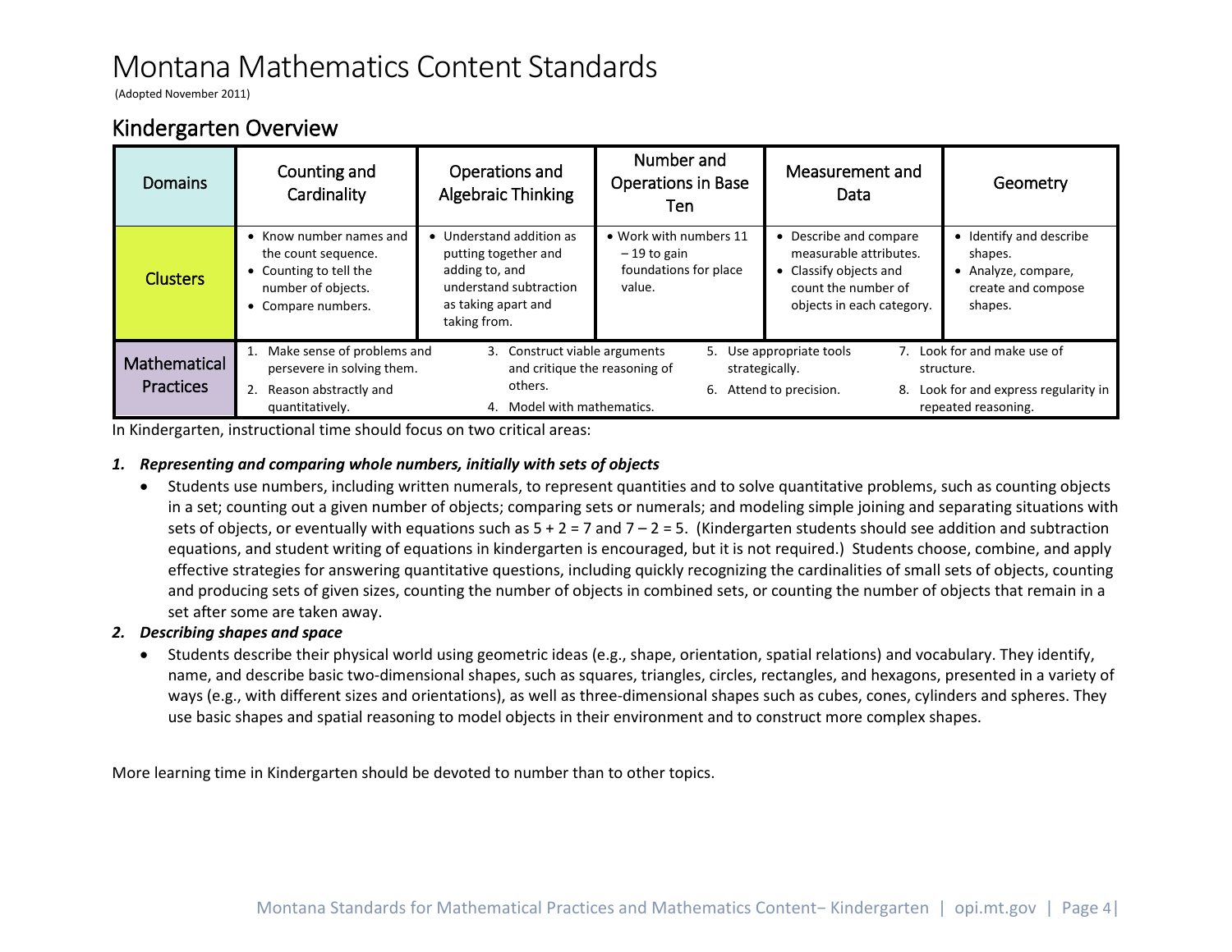# Montana Mathematics Content Standards

(Adopted November 2011)

## Kindergarten Overview

| Domains | Counting and Cardinality | Operations and Algebraic Thinking | Number and Operations in Base Ten | Measurement and Data | Geometry |
|---|---|---|---|---|---|
| Clusters | • Know number names and the count sequence.<br>• Counting to tell the number of objects.<br>• Compare numbers. | • Understand addition as putting together and adding to, and understand subtraction as taking apart and taking from. | • Work with numbers 11 – 19 to gain foundations for place value. | • Describe and compare measurable attributes.<br>• Classify objects and count the number of objects in each category. | • Identify and describe shapes.<br>• Analyze, compare, create and compose shapes. |
| Mathematical Practices | 1. Make sense of problems and persevere in solving them.<br>2. Reason abstractly and quantitatively. | 3. Construct viable arguments and critique the reasoning of others.<br>4. Model with mathematics. | 5. Use appropriate tools strategically.<br>6. Attend to precision. | 7. Look for and make use of structure.<br>8. Look for and express regularity in repeated reasoning. | |

In Kindergarten, instructional time should focus on two critical areas:

1. ***Representing and comparing whole numbers, initially with sets of objects***
   - Students use numbers, including written numerals, to represent quantities and to solve quantitative problems, such as counting objects in a set; counting out a given number of objects; comparing sets or numerals; and modeling simple joining and separating situations with sets of objects, or eventually with equations such as $5 + 2 = 7$ and $7 – 2 = 5$. (Kindergarten students should see addition and subtraction equations, and student writing of equations in kindergarten is encouraged, but it is not required.) Students choose, combine, and apply effective strategies for answering quantitative questions, including quickly recognizing the cardinalities of small sets of objects, counting and producing sets of given sizes, counting the number of objects in combined sets, or counting the number of objects that remain in a set after some are taken away.
2. ***Describing shapes and space***
   - Students describe their physical world using geometric ideas (e.g., shape, orientation, spatial relations) and vocabulary. They identify, name, and describe basic two-dimensional shapes, such as squares, triangles, circles, rectangles, and hexagons, presented in a variety of ways (e.g., with different sizes and orientations), as well as three-dimensional shapes such as cubes, cones, cylinders and spheres. They use basic shapes and spatial reasoning to model objects in their environment and to construct more complex shapes.

More learning time in Kindergarten should be devoted to number than to other topics.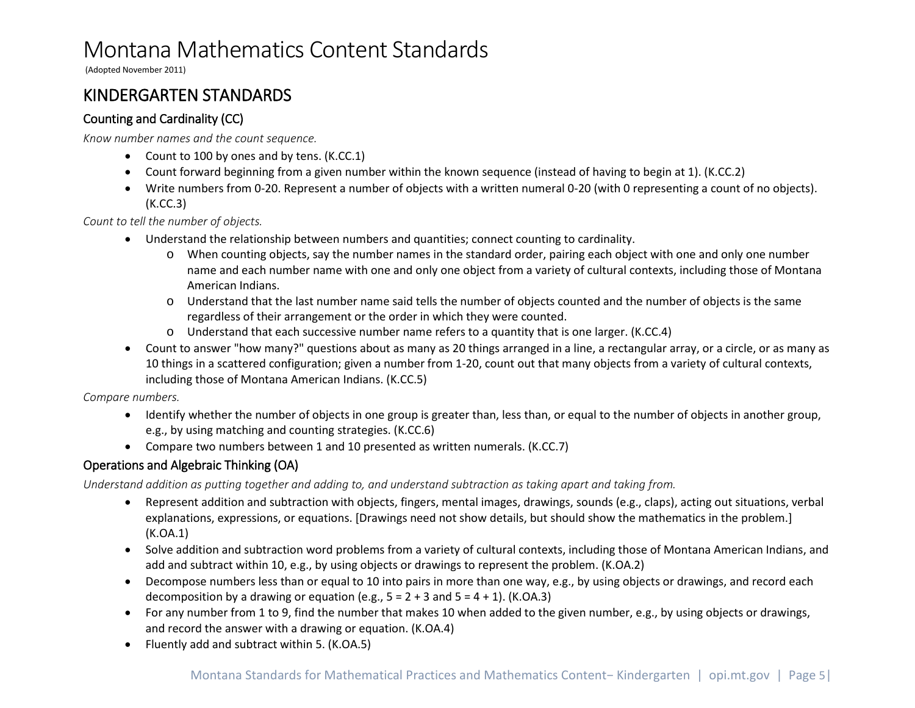# Montana Mathematics Content Standards

(Adopted November 2011)

## KINDERGARTEN STANDARDS

### Counting and Cardinality (CC)

*Know number names and the count sequence.*

- Count to 100 by ones and by tens. (K.CC.1)
- Count forward beginning from a given number within the known sequence (instead of having to begin at 1). (K.CC.2)
- Write numbers from 0-20. Represent a number of objects with a written numeral 0-20 (with 0 representing a count of no objects). (K.CC.3)

*Count to tell the number of objects.*

- Understand the relationship between numbers and quantities; connect counting to cardinality.
  - When counting objects, say the number names in the standard order, pairing each object with one and only one number name and each number name with one and only one object from a variety of cultural contexts, including those of Montana American Indians.
  - Understand that the last number name said tells the number of objects counted and the number of objects is the same regardless of their arrangement or the order in which they were counted.
  - Understand that each successive number name refers to a quantity that is one larger. (K.CC.4)
- Count to answer "how many?" questions about as many as 20 things arranged in a line, a rectangular array, or a circle, or as many as 10 things in a scattered configuration; given a number from 1-20, count out that many objects from a variety of cultural contexts, including those of Montana American Indians. (K.CC.5)

*Compare numbers.*

- Identify whether the number of objects in one group is greater than, less than, or equal to the number of objects in another group, e.g., by using matching and counting strategies. (K.CC.6)
- Compare two numbers between 1 and 10 presented as written numerals. (K.CC.7)

### Operations and Algebraic Thinking (OA)

*Understand addition as putting together and adding to, and understand subtraction as taking apart and taking from.*

- Represent addition and subtraction with objects, fingers, mental images, drawings, sounds (e.g., claps), acting out situations, verbal explanations, expressions, or equations. [Drawings need not show details, but should show the mathematics in the problem.] (K.OA.1)
- Solve addition and subtraction word problems from a variety of cultural contexts, including those of Montana American Indians, and add and subtract within 10, e.g., by using objects or drawings to represent the problem. (K.OA.2)
- Decompose numbers less than or equal to 10 into pairs in more than one way, e.g., by using objects or drawings, and record each decomposition by a drawing or equation (e.g., $5 = 2 + 3$ and $5 = 4 + 1$). (K.OA.3)
- For any number from 1 to 9, find the number that makes 10 when added to the given number, e.g., by using objects or drawings, and record the answer with a drawing or equation. (K.OA.4)
- Fluently add and subtract within 5. (K.OA.5)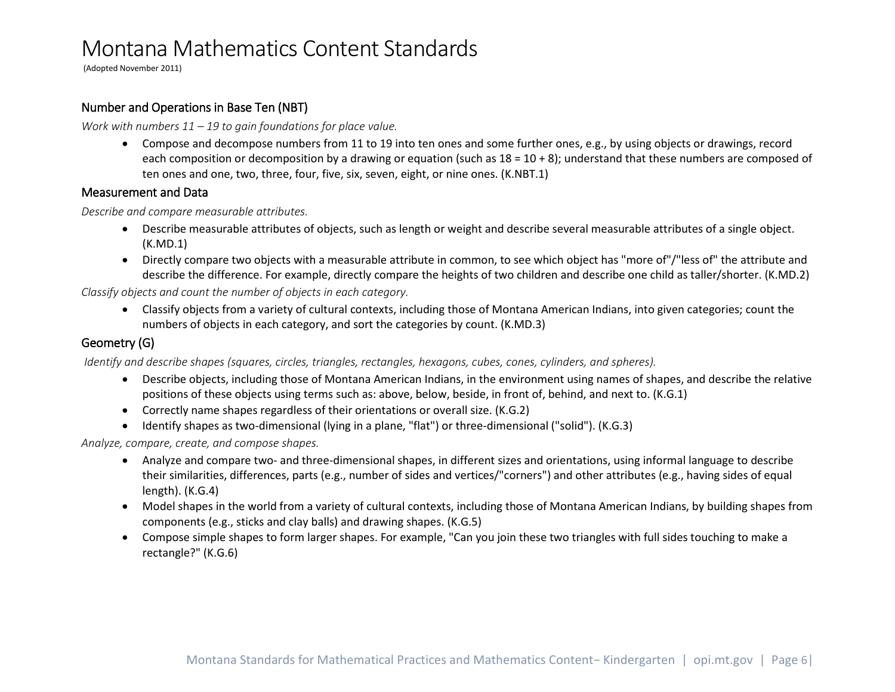# Montana Mathematics Content Standards

(Adopted November 2011)

## Number and Operations in Base Ten (NBT)

*Work with numbers 11 – 19 to gain foundations for place value.*

- Compose and decompose numbers from 11 to 19 into ten ones and some further ones, e.g., by using objects or drawings, record each composition or decomposition by a drawing or equation (such as 18 = 10 + 8); understand that these numbers are composed of ten ones and one, two, three, four, five, six, seven, eight, or nine ones. (K.NBT.1)

## Measurement and Data

*Describe and compare measurable attributes.*

- Describe measurable attributes of objects, such as length or weight and describe several measurable attributes of a single object. (K.MD.1)
- Directly compare two objects with a measurable attribute in common, to see which object has "more of"/"less of" the attribute and describe the difference. For example, directly compare the heights of two children and describe one child as taller/shorter. (K.MD.2)

*Classify objects and count the number of objects in each category.*

- Classify objects from a variety of cultural contexts, including those of Montana American Indians, into given categories; count the numbers of objects in each category, and sort the categories by count. (K.MD.3)

## Geometry (G)

*Identify and describe shapes (squares, circles, triangles, rectangles, hexagons, cubes, cones, cylinders, and spheres).*

- Describe objects, including those of Montana American Indians, in the environment using names of shapes, and describe the relative positions of these objects using terms such as: above, below, beside, in front of, behind, and next to. (K.G.1)
- Correctly name shapes regardless of their orientations or overall size. (K.G.2)
- Identify shapes as two-dimensional (lying in a plane, "flat") or three-dimensional ("solid"). (K.G.3)

*Analyze, compare, create, and compose shapes.*

- Analyze and compare two- and three-dimensional shapes, in different sizes and orientations, using informal language to describe their similarities, differences, parts (e.g., number of sides and vertices/"corners") and other attributes (e.g., having sides of equal length). (K.G.4)
- Model shapes in the world from a variety of cultural contexts, including those of Montana American Indians, by building shapes from components (e.g., sticks and clay balls) and drawing shapes. (K.G.5)
- Compose simple shapes to form larger shapes. For example, "Can you join these two triangles with full sides touching to make a rectangle?" (K.G.6)